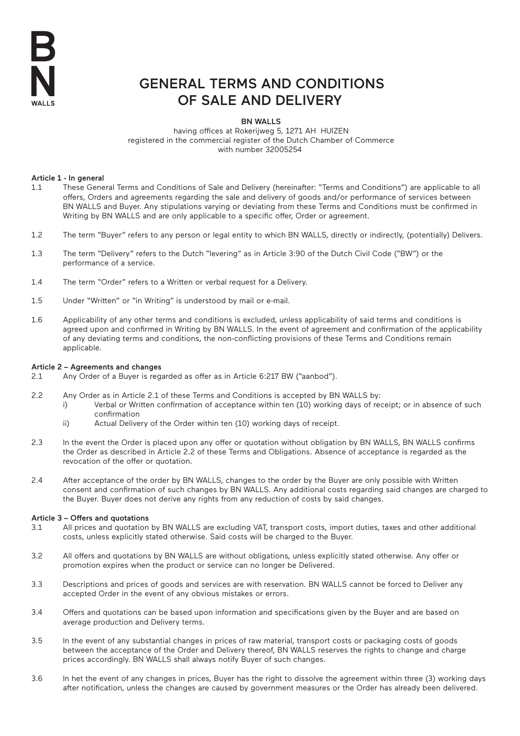BN WALLS

# GENERAL TERMS AND CONDITIONS OF SALE AND DELIVERY

**BN WALLS**
having offices at Rokerijweg 5, 1271 AH HUIZEN
registered in the commercial register of the Dutch Chamber of Commerce
with number 32005254

### Article 1 - In general

1.1 These General Terms and Conditions of Sale and Delivery (hereinafter: "Terms and Conditions") are applicable to all offers, Orders and agreements regarding the sale and delivery of goods and/or performance of services between BN WALLS and Buyer. Any stipulations varying or deviating from these Terms and Conditions must be confirmed in Writing by BN WALLS and are only applicable to a specific offer, Order or agreement.

1.2 The term "Buyer" refers to any person or legal entity to which BN WALLS, directly or indirectly, (potentially) Delivers.

1.3 The term "Delivery" refers to the Dutch "levering" as in Article 3:90 of the Dutch Civil Code ("BW") or the performance of a service.

1.4 The term "Order" refers to a Written or verbal request for a Delivery.

1.5 Under "Written" or "in Writing" is understood by mail or e-mail.

1.6 Applicability of any other terms and conditions is excluded, unless applicability of said terms and conditions is agreed upon and confirmed in Writing by BN WALLS. In the event of agreement and confirmation of the applicability of any deviating terms and conditions, the non-conflicting provisions of these Terms and Conditions remain applicable.

### Article 2 – Agreements and changes

2.1 Any Order of a Buyer is regarded as offer as in Article 6:217 BW ("aanbod").

2.2 Any Order as in Article 2.1 of these Terms and Conditions is accepted by BN WALLS by:
   i) Verbal or Written confirmation of acceptance within ten (10) working days of receipt; or in absence of such confirmation
   ii) Actual Delivery of the Order within ten (10) working days of receipt.

2.3 In the event the Order is placed upon any offer or quotation without obligation by BN WALLS, BN WALLS confirms the Order as described in Article 2.2 of these Terms and Obligations. Absence of acceptance is regarded as the revocation of the offer or quotation.

2.4 After acceptance of the order by BN WALLS, changes to the order by the Buyer are only possible with Written consent and confirmation of such changes by BN WALLS. Any additional costs regarding said changes are charged to the Buyer. Buyer does not derive any rights from any reduction of costs by said changes.

### Article 3 – Offers and quotations

3.1 All prices and quotation by BN WALLS are excluding VAT, transport costs, import duties, taxes and other additional costs, unless explicitly stated otherwise. Said costs will be charged to the Buyer.

3.2 All offers and quotations by BN WALLS are without obligations, unless explicitly stated otherwise. Any offer or promotion expires when the product or service can no longer be Delivered.

3.3 Descriptions and prices of goods and services are with reservation. BN WALLS cannot be forced to Deliver any accepted Order in the event of any obvious mistakes or errors.

3.4 Offers and quotations can be based upon information and specifications given by the Buyer and are based on average production and Delivery terms.

3.5 In the event of any substantial changes in prices of raw material, transport costs or packaging costs of goods between the acceptance of the Order and Delivery thereof, BN WALLS reserves the rights to change and charge prices accordingly. BN WALLS shall always notify Buyer of such changes.

3.6 In het the event of any changes in prices, Buyer has the right to dissolve the agreement within three (3) working days after notification, unless the changes are caused by government measures or the Order has already been delivered.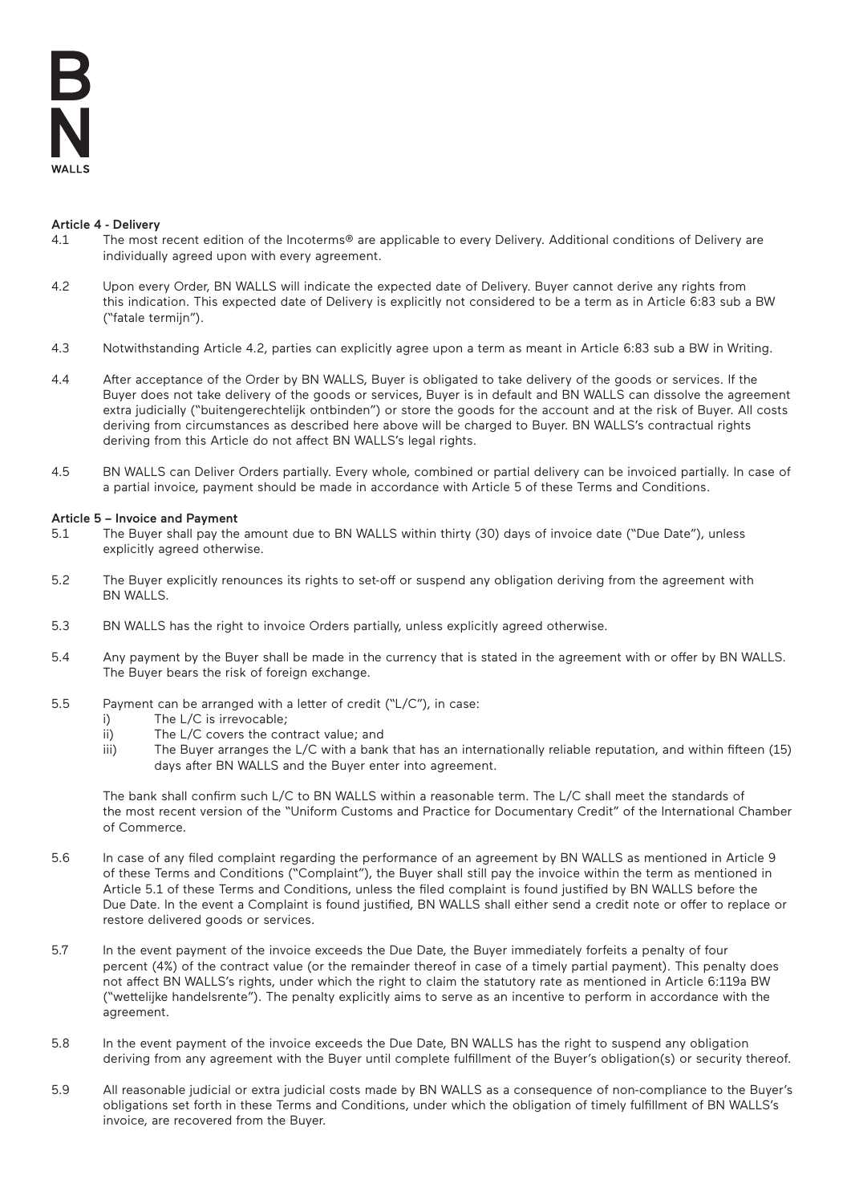**Article 4 - Delivery**

4.1 The most recent edition of the Incoterms® are applicable to every Delivery. Additional conditions of Delivery are individually agreed upon with every agreement.

4.2 Upon every Order, BN WALLS will indicate the expected date of Delivery. Buyer cannot derive any rights from this indication. This expected date of Delivery is explicitly not considered to be a term as in Article 6:83 sub a BW ("fatale termijn").

4.3 Notwithstanding Article 4.2, parties can explicitly agree upon a term as meant in Article 6:83 sub a BW in Writing.

4.4 After acceptance of the Order by BN WALLS, Buyer is obligated to take delivery of the goods or services. If the Buyer does not take delivery of the goods or services, Buyer is in default and BN WALLS can dissolve the agreement extra judicially ("buitengerechtelijk ontbinden") or store the goods for the account and at the risk of Buyer. All costs deriving from circumstances as described here above will be charged to Buyer. BN WALLS's contractual rights deriving from this Article do not affect BN WALLS's legal rights.

4.5 BN WALLS can Deliver Orders partially. Every whole, combined or partial delivery can be invoiced partially. In case of a partial invoice, payment should be made in accordance with Article 5 of these Terms and Conditions.

**Article 5 – Invoice and Payment**

5.1 The Buyer shall pay the amount due to BN WALLS within thirty (30) days of invoice date ("Due Date"), unless explicitly agreed otherwise.

5.2 The Buyer explicitly renounces its rights to set-off or suspend any obligation deriving from the agreement with BN WALLS.

5.3 BN WALLS has the right to invoice Orders partially, unless explicitly agreed otherwise.

5.4 Any payment by the Buyer shall be made in the currency that is stated in the agreement with or offer by BN WALLS. The Buyer bears the risk of foreign exchange.

5.5 Payment can be arranged with a letter of credit ("L/C"), in case:

i) The L/C is irrevocable;
ii) The L/C covers the contract value; and
iii) The Buyer arranges the L/C with a bank that has an internationally reliable reputation, and within fifteen (15) days after BN WALLS and the Buyer enter into agreement.

The bank shall confirm such L/C to BN WALLS within a reasonable term. The L/C shall meet the standards of the most recent version of the "Uniform Customs and Practice for Documentary Credit" of the International Chamber of Commerce.

5.6 In case of any filed complaint regarding the performance of an agreement by BN WALLS as mentioned in Article 9 of these Terms and Conditions ("Complaint"), the Buyer shall still pay the invoice within the term as mentioned in Article 5.1 of these Terms and Conditions, unless the filed complaint is found justified by BN WALLS before the Due Date. In the event a Complaint is found justified, BN WALLS shall either send a credit note or offer to replace or restore delivered goods or services.

5.7 In the event payment of the invoice exceeds the Due Date, the Buyer immediately forfeits a penalty of four percent (4%) of the contract value (or the remainder thereof in case of a timely partial payment). This penalty does not affect BN WALLS's rights, under which the right to claim the statutory rate as mentioned in Article 6:119a BW ("wettelijke handelsrente"). The penalty explicitly aims to serve as an incentive to perform in accordance with the agreement.

5.8 In the event payment of the invoice exceeds the Due Date, BN WALLS has the right to suspend any obligation deriving from any agreement with the Buyer until complete fulfillment of the Buyer's obligation(s) or security thereof.

5.9 All reasonable judicial or extra judicial costs made by BN WALLS as a consequence of non-compliance to the Buyer's obligations set forth in these Terms and Conditions, under which the obligation of timely fulfillment of BN WALLS's invoice, are recovered from the Buyer.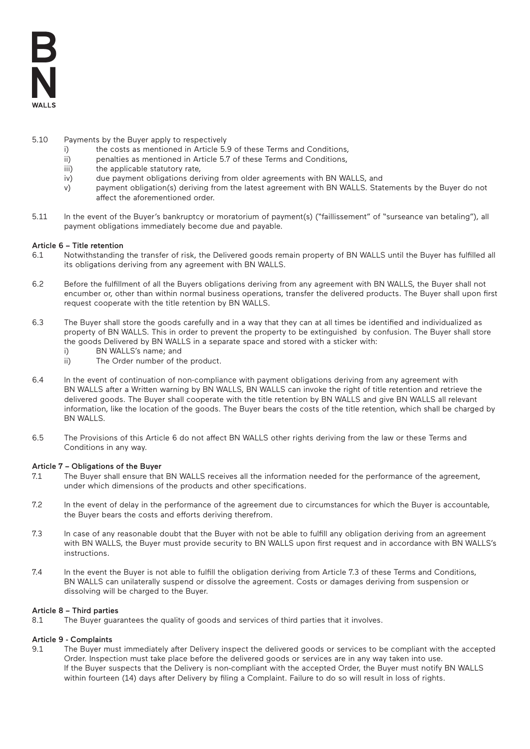5.10 Payments by the Buyer apply to respectively
   i) the costs as mentioned in Article 5.9 of these Terms and Conditions,
   ii) penalties as mentioned in Article 5.7 of these Terms and Conditions,
   iii) the applicable statutory rate,
   iv) due payment obligations deriving from older agreements with BN WALLS, and
   v) payment obligation(s) deriving from the latest agreement with BN WALLS. Statements by the Buyer do not affect the aforementioned order.

5.11 In the event of the Buyer's bankruptcy or moratorium of payment(s) ("faillissement" of "surseance van betaling"), all payment obligations immediately become due and payable.

**Article 6 – Title retention**

6.1 Notwithstanding the transfer of risk, the Delivered goods remain property of BN WALLS until the Buyer has fulfilled all its obligations deriving from any agreement with BN WALLS.

6.2 Before the fulfillment of all the Buyers obligations deriving from any agreement with BN WALLS, the Buyer shall not encumber or, other than within normal business operations, transfer the delivered products. The Buyer shall upon first request cooperate with the title retention by BN WALLS.

6.3 The Buyer shall store the goods carefully and in a way that they can at all times be identified and individualized as property of BN WALLS. This in order to prevent the property to be extinguished by confusion. The Buyer shall store the goods Delivered by BN WALLS in a separate space and stored with a sticker with:
   i) BN WALLS's name; and
   ii) The Order number of the product.

6.4 In the event of continuation of non-compliance with payment obligations deriving from any agreement with BN WALLS after a Written warning by BN WALLS, BN WALLS can invoke the right of title retention and retrieve the delivered goods. The Buyer shall cooperate with the title retention by BN WALLS and give BN WALLS all relevant information, like the location of the goods. The Buyer bears the costs of the title retention, which shall be charged by BN WALLS.

6.5 The Provisions of this Article 6 do not affect BN WALLS other rights deriving from the law or these Terms and Conditions in any way.

**Article 7 – Obligations of the Buyer**

7.1 The Buyer shall ensure that BN WALLS receives all the information needed for the performance of the agreement, under which dimensions of the products and other specifications.

7.2 In the event of delay in the performance of the agreement due to circumstances for which the Buyer is accountable, the Buyer bears the costs and efforts deriving therefrom.

7.3 In case of any reasonable doubt that the Buyer with not be able to fulfill any obligation deriving from an agreement with BN WALLS, the Buyer must provide security to BN WALLS upon first request and in accordance with BN WALLS's instructions.

7.4 In the event the Buyer is not able to fulfill the obligation deriving from Article 7.3 of these Terms and Conditions, BN WALLS can unilaterally suspend or dissolve the agreement. Costs or damages deriving from suspension or dissolving will be charged to the Buyer.

**Article 8 – Third parties**

8.1 The Buyer guarantees the quality of goods and services of third parties that it involves.

**Article 9 - Complaints**

9.1 The Buyer must immediately after Delivery inspect the delivered goods or services to be compliant with the accepted Order. Inspection must take place before the delivered goods or services are in any way taken into use. If the Buyer suspects that the Delivery is non-compliant with the accepted Order, the Buyer must notify BN WALLS within fourteen (14) days after Delivery by filing a Complaint. Failure to do so will result in loss of rights.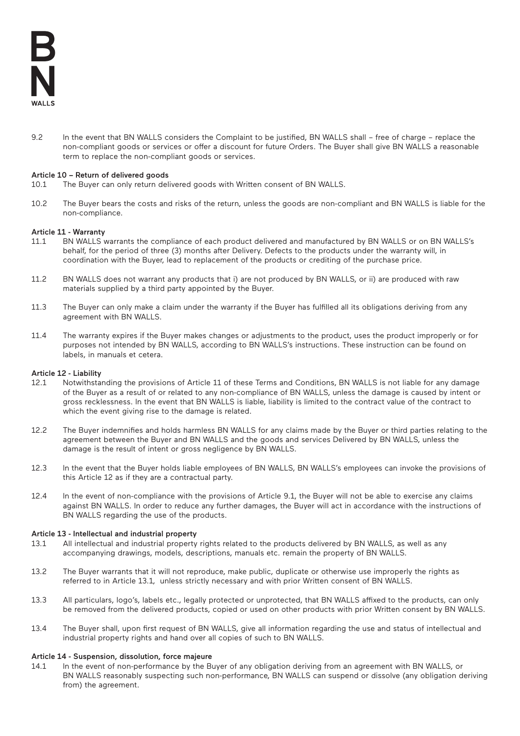9.2 In the event that BN WALLS considers the Complaint to be justified, BN WALLS shall – free of charge – replace the non-compliant goods or services or offer a discount for future Orders. The Buyer shall give BN WALLS a reasonable term to replace the non-compliant goods or services.

**Article 10 – Return of delivered goods**

10.1 The Buyer can only return delivered goods with Written consent of BN WALLS.

10.2 The Buyer bears the costs and risks of the return, unless the goods are non-compliant and BN WALLS is liable for the non-compliance.

**Article 11 - Warranty**

11.1 BN WALLS warrants the compliance of each product delivered and manufactured by BN WALLS or on BN WALLS's behalf, for the period of three (3) months after Delivery. Defects to the products under the warranty will, in coordination with the Buyer, lead to replacement of the products or crediting of the purchase price.

11.2 BN WALLS does not warrant any products that i) are not produced by BN WALLS, or ii) are produced with raw materials supplied by a third party appointed by the Buyer.

11.3 The Buyer can only make a claim under the warranty if the Buyer has fulfilled all its obligations deriving from any agreement with BN WALLS.

11.4 The warranty expires if the Buyer makes changes or adjustments to the product, uses the product improperly or for purposes not intended by BN WALLS, according to BN WALLS's instructions. These instruction can be found on labels, in manuals et cetera.

**Article 12 - Liability**

12.1 Notwithstanding the provisions of Article 11 of these Terms and Conditions, BN WALLS is not liable for any damage of the Buyer as a result of or related to any non-compliance of BN WALLS, unless the damage is caused by intent or gross recklessness. In the event that BN WALLS is liable, liability is limited to the contract value of the contract to which the event giving rise to the damage is related.

12.2 The Buyer indemnifies and holds harmless BN WALLS for any claims made by the Buyer or third parties relating to the agreement between the Buyer and BN WALLS and the goods and services Delivered by BN WALLS, unless the damage is the result of intent or gross negligence by BN WALLS.

12.3 In the event that the Buyer holds liable employees of BN WALLS, BN WALLS's employees can invoke the provisions of this Article 12 as if they are a contractual party.

12.4 In the event of non-compliance with the provisions of Article 9.1, the Buyer will not be able to exercise any claims against BN WALLS. In order to reduce any further damages, the Buyer will act in accordance with the instructions of BN WALLS regarding the use of the products.

**Article 13 - Intellectual and industrial property**

13.1 All intellectual and industrial property rights related to the products delivered by BN WALLS, as well as any accompanying drawings, models, descriptions, manuals etc. remain the property of BN WALLS.

13.2 The Buyer warrants that it will not reproduce, make public, duplicate or otherwise use improperly the rights as referred to in Article 13.1, unless strictly necessary and with prior Written consent of BN WALLS.

13.3 All particulars, logo's, labels etc., legally protected or unprotected, that BN WALLS affixed to the products, can only be removed from the delivered products, copied or used on other products with prior Written consent by BN WALLS.

13.4 The Buyer shall, upon first request of BN WALLS, give all information regarding the use and status of intellectual and industrial property rights and hand over all copies of such to BN WALLS.

**Article 14 - Suspension, dissolution, force majeure**

14.1 In the event of non-performance by the Buyer of any obligation deriving from an agreement with BN WALLS, or BN WALLS reasonably suspecting such non-performance, BN WALLS can suspend or dissolve (any obligation deriving from) the agreement.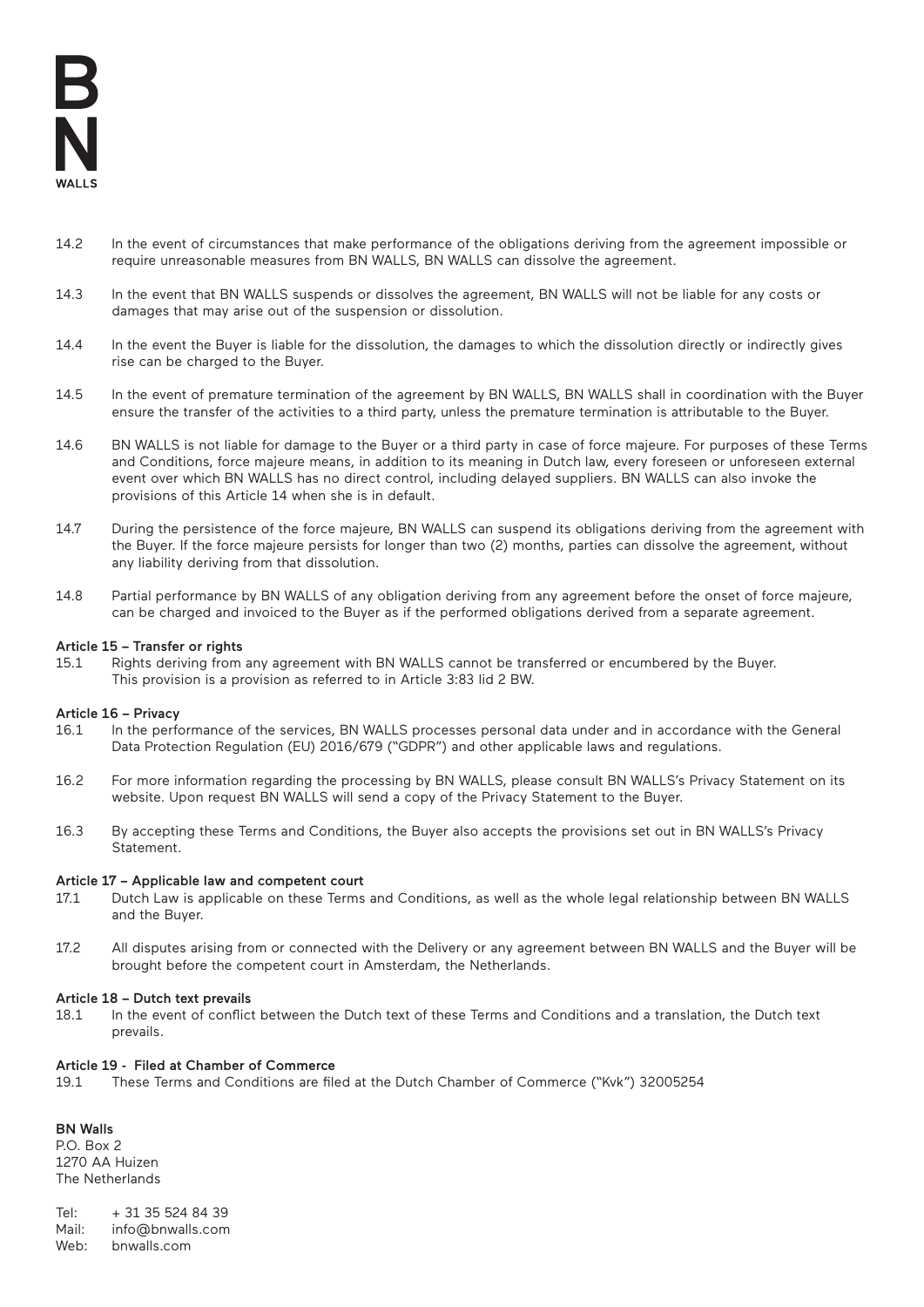14.2 In the event of circumstances that make performance of the obligations deriving from the agreement impossible or require unreasonable measures from BN WALLS, BN WALLS can dissolve the agreement.

14.3 In the event that BN WALLS suspends or dissolves the agreement, BN WALLS will not be liable for any costs or damages that may arise out of the suspension or dissolution.

14.4 In the event the Buyer is liable for the dissolution, the damages to which the dissolution directly or indirectly gives rise can be charged to the Buyer.

14.5 In the event of premature termination of the agreement by BN WALLS, BN WALLS shall in coordination with the Buyer ensure the transfer of the activities to a third party, unless the premature termination is attributable to the Buyer.

14.6 BN WALLS is not liable for damage to the Buyer or a third party in case of force majeure. For purposes of these Terms and Conditions, force majeure means, in addition to its meaning in Dutch law, every foreseen or unforeseen external event over which BN WALLS has no direct control, including delayed suppliers. BN WALLS can also invoke the provisions of this Article 14 when she is in default.

14.7 During the persistence of the force majeure, BN WALLS can suspend its obligations deriving from the agreement with the Buyer. If the force majeure persists for longer than two (2) months, parties can dissolve the agreement, without any liability deriving from that dissolution.

14.8 Partial performance by BN WALLS of any obligation deriving from any agreement before the onset of force majeure, can be charged and invoiced to the Buyer as if the performed obligations derived from a separate agreement.

**Article 15 – Transfer or rights**

15.1 Rights deriving from any agreement with BN WALLS cannot be transferred or encumbered by the Buyer. This provision is a provision as referred to in Article 3:83 lid 2 BW.

**Article 16 – Privacy**

16.1 In the performance of the services, BN WALLS processes personal data under and in accordance with the General Data Protection Regulation (EU) 2016/679 ("GDPR") and other applicable laws and regulations.

16.2 For more information regarding the processing by BN WALLS, please consult BN WALLS's Privacy Statement on its website. Upon request BN WALLS will send a copy of the Privacy Statement to the Buyer.

16.3 By accepting these Terms and Conditions, the Buyer also accepts the provisions set out in BN WALLS's Privacy Statement.

**Article 17 – Applicable law and competent court**

17.1 Dutch Law is applicable on these Terms and Conditions, as well as the whole legal relationship between BN WALLS and the Buyer.

17.2 All disputes arising from or connected with the Delivery or any agreement between BN WALLS and the Buyer will be brought before the competent court in Amsterdam, the Netherlands.

**Article 18 – Dutch text prevails**

18.1 In the event of conflict between the Dutch text of these Terms and Conditions and a translation, the Dutch text prevails.

**Article 19 - Filed at Chamber of Commerce**

19.1 These Terms and Conditions are filed at the Dutch Chamber of Commerce ("Kvk") 32005254

**BN Walls**
P.O. Box 2
1270 AA Huizen
The Netherlands

Tel: + 31 35 524 84 39
Mail: info@bnwalls.com
Web: bnwalls.com